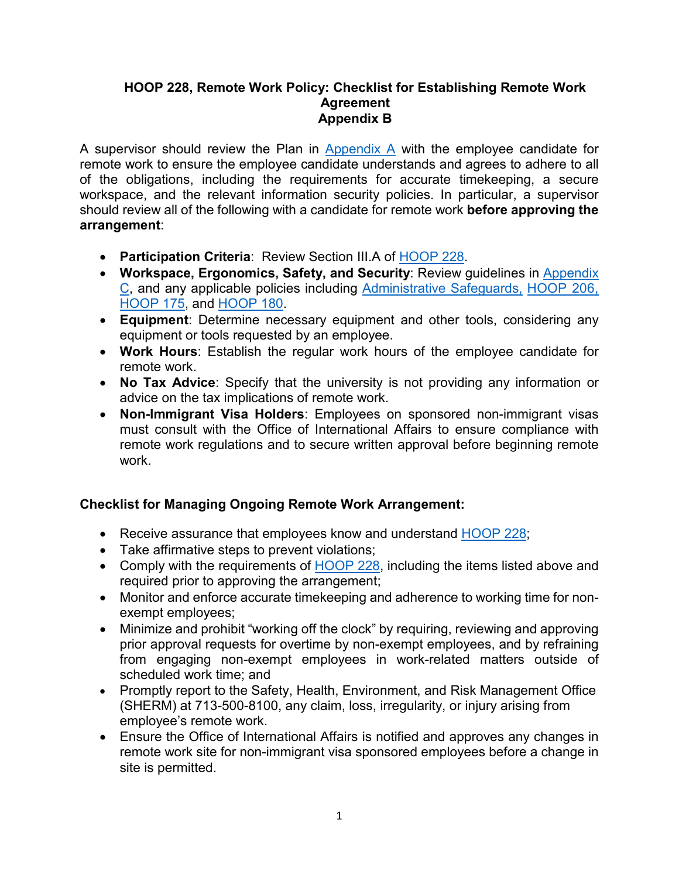# HOOP 228, Remote Work Policy: Checklist for Establishing Remote Work Agreement
## Appendix B

A supervisor should review the Plan in Appendix A with the employee candidate for remote work to ensure the employee candidate understands and agrees to adhere to all of the obligations, including the requirements for accurate timekeeping, a secure workspace, and the relevant information security policies. In particular, a supervisor should review all of the following with a candidate for remote work **before approving the arrangement**:

- **Participation Criteria**: Review Section III.A of HOOP 228.
- **Workspace, Ergonomics, Safety, and Security**: Review guidelines in Appendix C, and any applicable policies including Administrative Safeguards, HOOP 206, HOOP 175, and HOOP 180.
- **Equipment**: Determine necessary equipment and other tools, considering any equipment or tools requested by an employee.
- **Work Hours**: Establish the regular work hours of the employee candidate for remote work.
- **No Tax Advice**: Specify that the university is not providing any information or advice on the tax implications of remote work.
- **Non-Immigrant Visa Holders**: Employees on sponsored non-immigrant visas must consult with the Office of International Affairs to ensure compliance with remote work regulations and to secure written approval before beginning remote work.

**Checklist for Managing Ongoing Remote Work Arrangement:**

- Receive assurance that employees know and understand HOOP 228;
- Take affirmative steps to prevent violations;
- Comply with the requirements of HOOP 228, including the items listed above and required prior to approving the arrangement;
- Monitor and enforce accurate timekeeping and adherence to working time for non-exempt employees;
- Minimize and prohibit "working off the clock" by requiring, reviewing and approving prior approval requests for overtime by non-exempt employees, and by refraining from engaging non-exempt employees in work-related matters outside of scheduled work time; and
- Promptly report to the Safety, Health, Environment, and Risk Management Office (SHERM) at 713-500-8100, any claim, loss, irregularity, or injury arising from employee's remote work.
- Ensure the Office of International Affairs is notified and approves any changes in remote work site for non-immigrant visa sponsored employees before a change in site is permitted.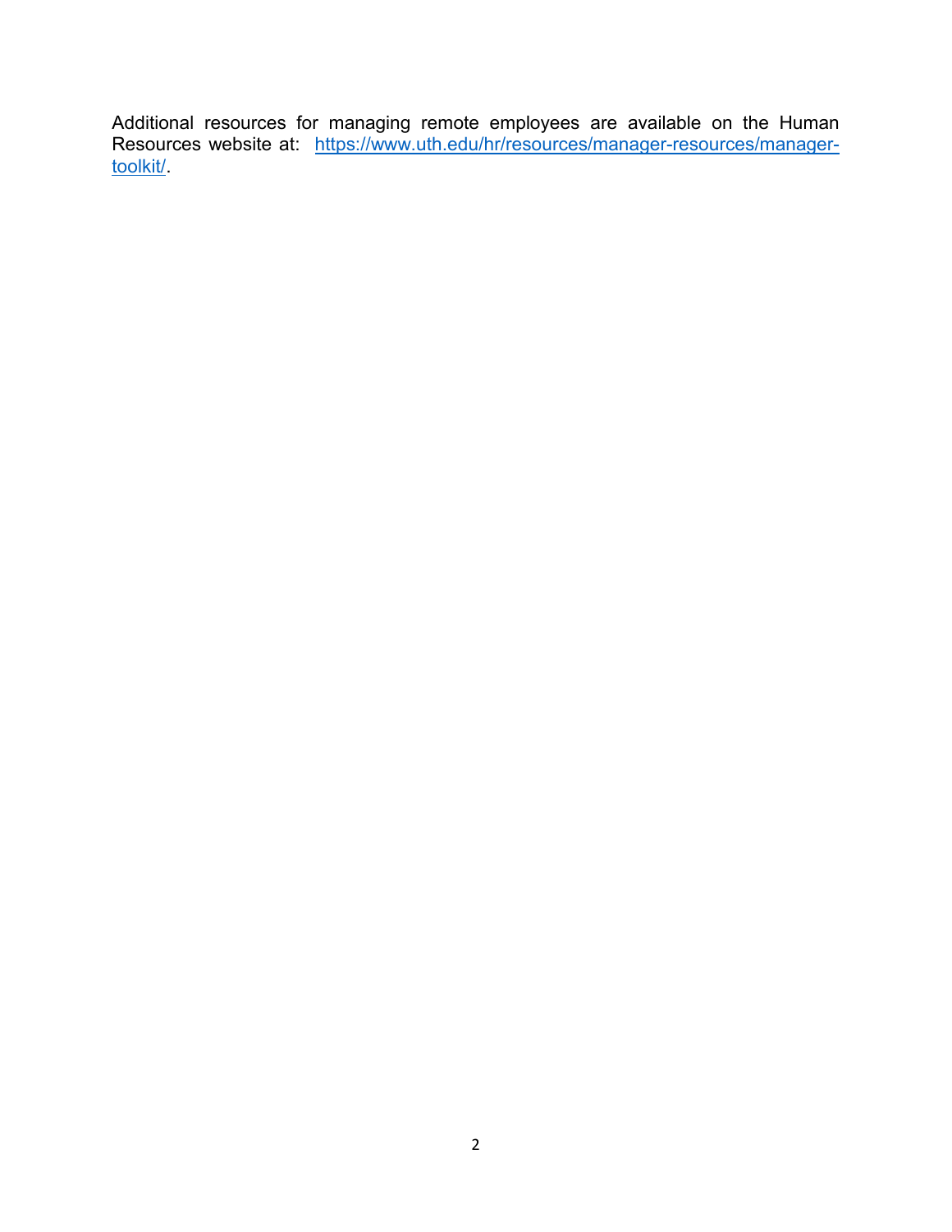Additional resources for managing remote employees are available on the Human Resources website at: [https://www.uth.edu/hr/resources/manager-resources/manager-toolkit/](https://www.uth.edu/hr/resources/manager-resources/manager-toolkit/).